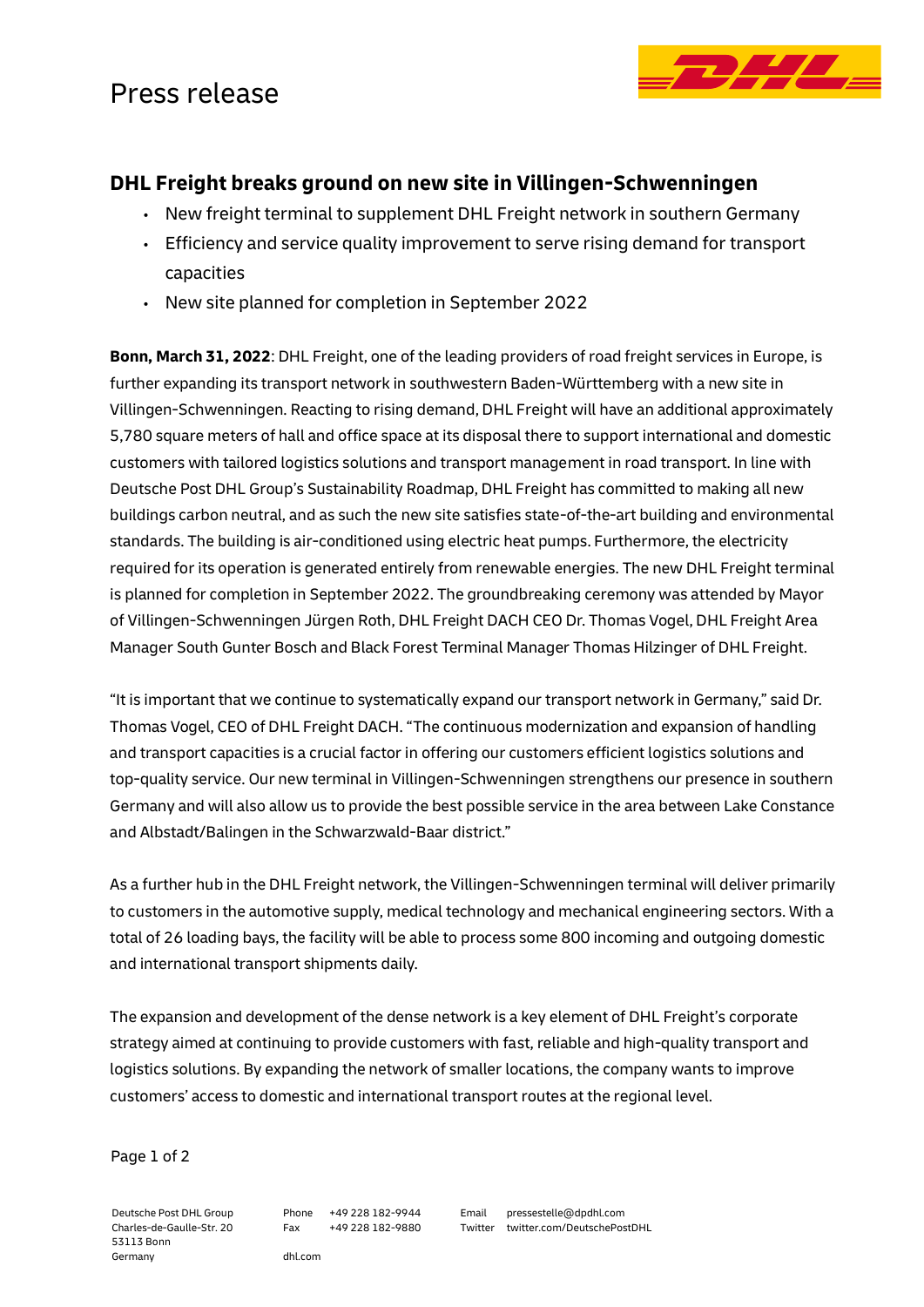Press release

## DHL Freight breaks ground on new site in Villingen-Schwenningen

- New freight terminal to supplement DHL Freight network in southern Germany
- Efficiency and service quality improvement to serve rising demand for transport capacities
- New site planned for completion in September 2022

**Bonn, March 31, 2022**: DHL Freight, one of the leading providers of road freight services in Europe, is further expanding its transport network in southwestern Baden-Württemberg with a new site in Villingen-Schwenningen. Reacting to rising demand, DHL Freight will have an additional approximately 5,780 square meters of hall and office space at its disposal there to support international and domestic customers with tailored logistics solutions and transport management in road transport. In line with Deutsche Post DHL Group's Sustainability Roadmap, DHL Freight has committed to making all new buildings carbon neutral, and as such the new site satisfies state-of-the-art building and environmental standards. The building is air-conditioned using electric heat pumps. Furthermore, the electricity required for its operation is generated entirely from renewable energies. The new DHL Freight terminal is planned for completion in September 2022. The groundbreaking ceremony was attended by Mayor of Villingen-Schwenningen Jürgen Roth, DHL Freight DACH CEO Dr. Thomas Vogel, DHL Freight Area Manager South Gunter Bosch and Black Forest Terminal Manager Thomas Hilzinger of DHL Freight.

"It is important that we continue to systematically expand our transport network in Germany," said Dr. Thomas Vogel, CEO of DHL Freight DACH. "The continuous modernization and expansion of handling and transport capacities is a crucial factor in offering our customers efficient logistics solutions and top-quality service. Our new terminal in Villingen-Schwenningen strengthens our presence in southern Germany and will also allow us to provide the best possible service in the area between Lake Constance and Albstadt/Balingen in the Schwarzwald-Baar district."

As a further hub in the DHL Freight network, the Villingen-Schwenningen terminal will deliver primarily to customers in the automotive supply, medical technology and mechanical engineering sectors. With a total of 26 loading bays, the facility will be able to process some 800 incoming and outgoing domestic and international transport shipments daily.

The expansion and development of the dense network is a key element of DHL Freight's corporate strategy aimed at continuing to provide customers with fast, reliable and high-quality transport and logistics solutions. By expanding the network of smaller locations, the company wants to improve customers' access to domestic and international transport routes at the regional level.

Deutsche Post DHL Group
Charles-de-Gaulle-Str. 20
53113 Bonn
Germany

Phone +49 228 182-9944
Fax +49 228 182-9880
dhl.com

Email pressestelle@dpdhl.com
Twitter twitter.com/DeutschePostDHL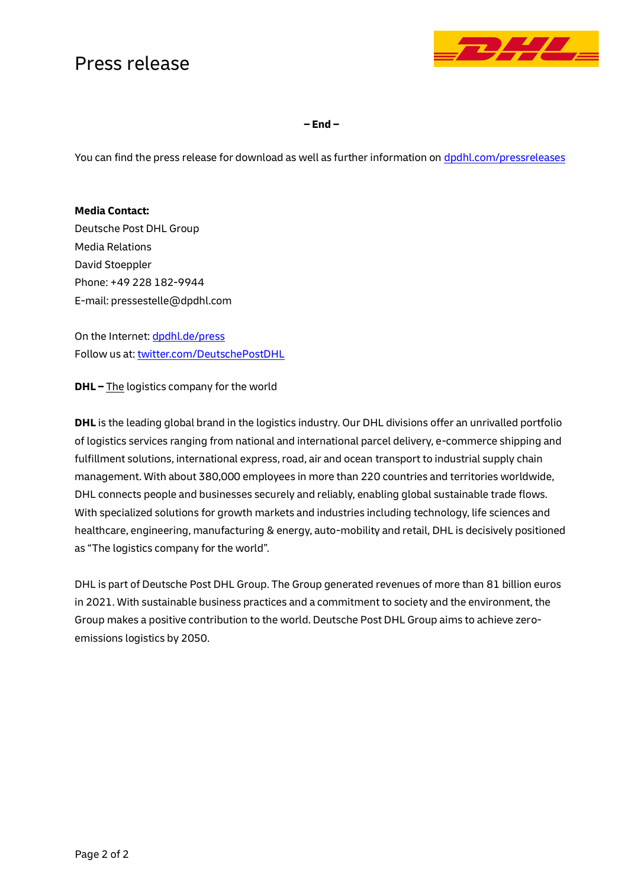**– End –**

You can find the press release for download as well as further information on dpdhl.com/pressreleases

**Media Contact:**
Deutsche Post DHL Group
Media Relations
David Stoeppler
Phone: +49 228 182-9944
E-mail: pressestelle@dpdhl.com

On the Internet: dpdhl.de/press
Follow us at: twitter.com/DeutschePostDHL

**DHL –** The logistics company for the world

**DHL** is the leading global brand in the logistics industry. Our DHL divisions offer an unrivalled portfolio of logistics services ranging from national and international parcel delivery, e-commerce shipping and fulfillment solutions, international express, road, air and ocean transport to industrial supply chain management. With about 380,000 employees in more than 220 countries and territories worldwide, DHL connects people and businesses securely and reliably, enabling global sustainable trade flows. With specialized solutions for growth markets and industries including technology, life sciences and healthcare, engineering, manufacturing & energy, auto-mobility and retail, DHL is decisively positioned as "The logistics company for the world".

DHL is part of Deutsche Post DHL Group. The Group generated revenues of more than 81 billion euros in 2021. With sustainable business practices and a commitment to society and the environment, the Group makes a positive contribution to the world. Deutsche Post DHL Group aims to achieve zero-emissions logistics by 2050.